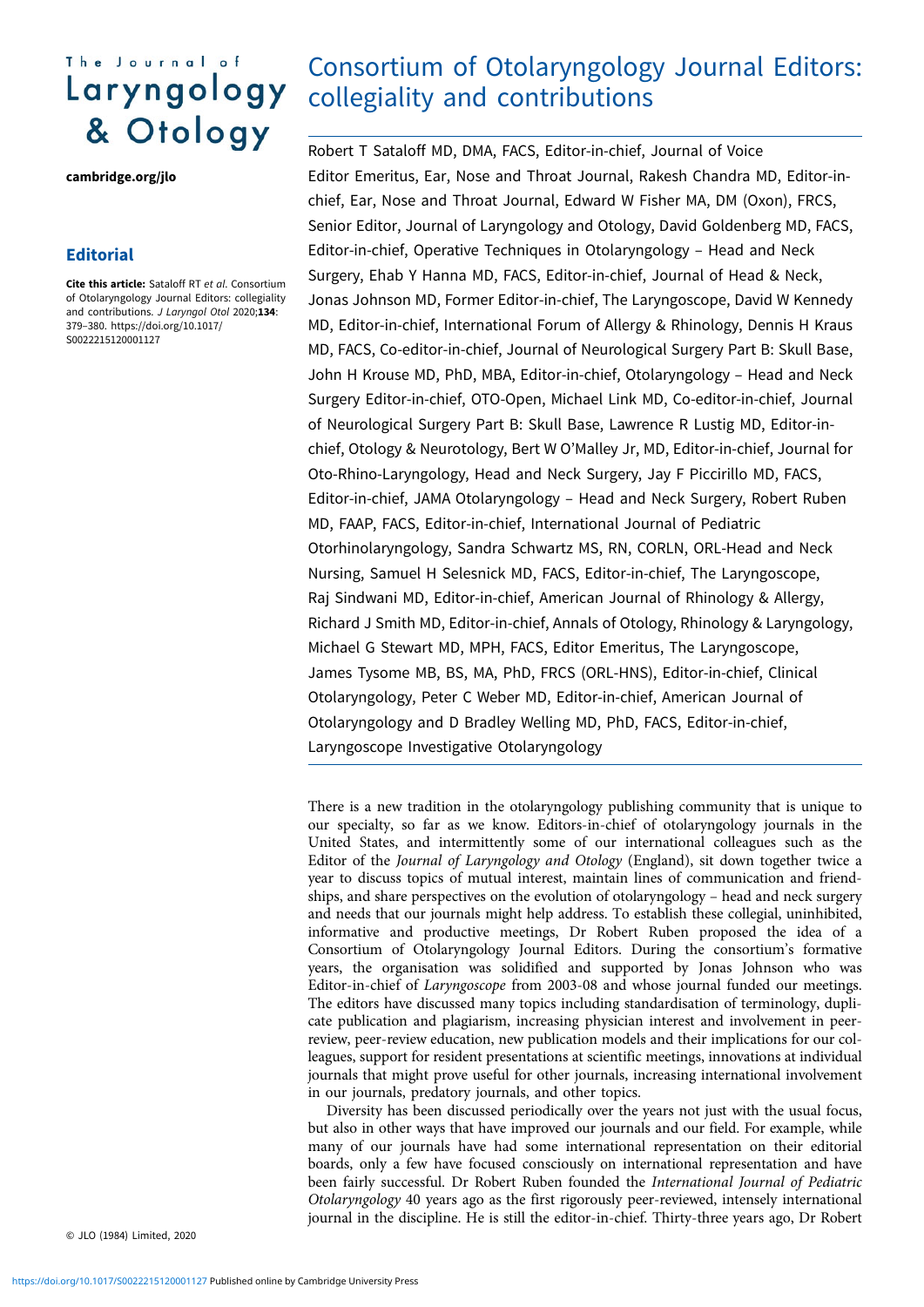# Consortium of Otolaryngology Journal Editors: collegiality and contributions

cambridge.org/jlo

**Editorial**

**Cite this article:** Sataloff RT *et al*. Consortium of Otolaryngology Journal Editors: collegiality and contributions. *J Laryngol Otol* 2020;**134**: 379–380. https://doi.org/10.1017/S0022215120001127

Robert T Sataloff MD, DMA, FACS, Editor-in-chief, Journal of Voice Editor Emeritus, Ear, Nose and Throat Journal, Rakesh Chandra MD, Editor-in-chief, Ear, Nose and Throat Journal, Edward W Fisher MA, DM (Oxon), FRCS, Senior Editor, Journal of Laryngology and Otology, David Goldenberg MD, FACS, Editor-in-chief, Operative Techniques in Otolaryngology – Head and Neck Surgery, Ehab Y Hanna MD, FACS, Editor-in-chief, Journal of Head & Neck, Jonas Johnson MD, Former Editor-in-chief, The Laryngoscope, David W Kennedy MD, Editor-in-chief, International Forum of Allergy & Rhinology, Dennis H Kraus MD, FACS, Co-editor-in-chief, Journal of Neurological Surgery Part B: Skull Base, John H Krouse MD, PhD, MBA, Editor-in-chief, Otolaryngology – Head and Neck Surgery Editor-in-chief, OTO-Open, Michael Link MD, Co-editor-in-chief, Journal of Neurological Surgery Part B: Skull Base, Lawrence R Lustig MD, Editor-in-chief, Otology & Neurotology, Bert W O'Malley Jr, MD, Editor-in-chief, Journal for Oto-Rhino-Laryngology, Head and Neck Surgery, Jay F Piccirillo MD, FACS, Editor-in-chief, JAMA Otolaryngology – Head and Neck Surgery, Robert Ruben MD, FAAP, FACS, Editor-in-chief, International Journal of Pediatric Otorhinolaryngology, Sandra Schwartz MS, RN, CORLN, ORL-Head and Neck Nursing, Samuel H Selesnick MD, FACS, Editor-in-chief, The Laryngoscope, Raj Sindwani MD, Editor-in-chief, American Journal of Rhinology & Allergy, Richard J Smith MD, Editor-in-chief, Annals of Otology, Rhinology & Laryngology, Michael G Stewart MD, MPH, FACS, Editor Emeritus, The Laryngoscope, James Tysome MB, BS, MA, PhD, FRCS (ORL-HNS), Editor-in-chief, Clinical Otolaryngology, Peter C Weber MD, Editor-in-chief, American Journal of Otolaryngology and D Bradley Welling MD, PhD, FACS, Editor-in-chief, Laryngoscope Investigative Otolaryngology

There is a new tradition in the otolaryngology publishing community that is unique to our specialty, so far as we know. Editors-in-chief of otolaryngology journals in the United States, and intermittently some of our international colleagues such as the Editor of the *Journal of Laryngology and Otology* (England), sit down together twice a year to discuss topics of mutual interest, maintain lines of communication and friendships, and share perspectives on the evolution of otolaryngology – head and neck surgery and needs that our journals might help address. To establish these collegial, uninhibited, informative and productive meetings, Dr Robert Ruben proposed the idea of a Consortium of Otolaryngology Journal Editors. During the consortium's formative years, the organisation was solidified and supported by Jonas Johnson who was Editor-in-chief of *Laryngoscope* from 2003-08 and whose journal funded our meetings. The editors have discussed many topics including standardisation of terminology, duplicate publication and plagiarism, increasing physician interest and involvement in peer-review, peer-review education, new publication models and their implications for our colleagues, support for resident presentations at scientific meetings, innovations at individual journals that might prove useful for other journals, increasing international involvement in our journals, predatory journals, and other topics.

Diversity has been discussed periodically over the years not just with the usual focus, but also in other ways that have improved our journals and our field. For example, while many of our journals have had some international representation on their editorial boards, only a few have focused consciously on international representation and have been fairly successful. Dr Robert Ruben founded the *International Journal of Pediatric Otolaryngology* 40 years ago as the first rigorously peer-reviewed, intensely international journal in the discipline. He is still the editor-in-chief. Thirty-three years ago, Dr Robert

© JLO (1984) Limited, 2020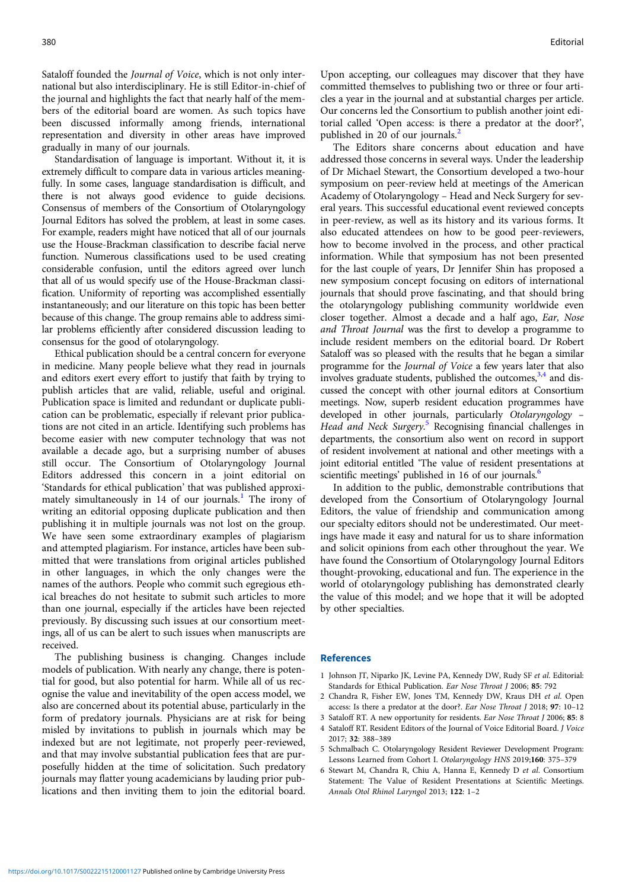Sataloff founded the *Journal of Voice*, which is not only international but also interdisciplinary. He is still Editor-in-chief of the journal and highlights the fact that nearly half of the members of the editorial board are women. As such topics have been discussed informally among friends, international representation and diversity in other areas have improved gradually in many of our journals.

Standardisation of language is important. Without it, it is extremely difficult to compare data in various articles meaningfully. In some cases, language standardisation is difficult, and there is not always good evidence to guide decisions. Consensus of members of the Consortium of Otolaryngology Journal Editors has solved the problem, at least in some cases. For example, readers might have noticed that all of our journals use the House-Brackman classification to describe facial nerve function. Numerous classifications used to be used creating considerable confusion, until the editors agreed over lunch that all of us would specify use of the House-Brackman classification. Uniformity of reporting was accomplished essentially instantaneously; and our literature on this topic has been better because of this change. The group remains able to address similar problems efficiently after considered discussion leading to consensus for the good of otolaryngology.

Ethical publication should be a central concern for everyone in medicine. Many people believe what they read in journals and editors exert every effort to justify that faith by trying to publish articles that are valid, reliable, useful and original. Publication space is limited and redundant or duplicate publication can be problematic, especially if relevant prior publications are not cited in an article. Identifying such problems has become easier with new computer technology that was not available a decade ago, but a surprising number of abuses still occur. The Consortium of Otolaryngology Journal Editors addressed this concern in a joint editorial on 'Standards for ethical publication' that was published approximately simultaneously in 14 of our journals.[1] The irony of writing an editorial opposing duplicate publication and then publishing it in multiple journals was not lost on the group. We have seen some extraordinary examples of plagiarism and attempted plagiarism. For instance, articles have been submitted that were translations from original articles published in other languages, in which the only changes were the names of the authors. People who commit such egregious ethical breaches do not hesitate to submit such articles to more than one journal, especially if the articles have been rejected previously. By discussing such issues at our consortium meetings, all of us can be alert to such issues when manuscripts are received.

The publishing business is changing. Changes include models of publication. With nearly any change, there is potential for good, but also potential for harm. While all of us recognise the value and inevitability of the open access model, we also are concerned about its potential abuse, particularly in the form of predatory journals. Physicians are at risk for being misled by invitations to publish in journals which may be indexed but are not legitimate, not properly peer-reviewed, and that may involve substantial publication fees that are purposefully hidden at the time of solicitation. Such predatory journals may flatter young academicians by lauding prior publications and then inviting them to join the editorial board. Upon accepting, our colleagues may discover that they have committed themselves to publishing two or three or four articles a year in the journal and at substantial charges per article. Our concerns led the Consortium to publish another joint editorial called 'Open access: is there a predator at the door?', published in 20 of our journals.[2]

The Editors share concerns about education and have addressed those concerns in several ways. Under the leadership of Dr Michael Stewart, the Consortium developed a two-hour symposium on peer-review held at meetings of the American Academy of Otolaryngology – Head and Neck Surgery for several years. This successful educational event reviewed concepts in peer-review, as well as its history and its various forms. It also educated attendees on how to be good peer-reviewers, how to become involved in the process, and other practical information. While that symposium has not been presented for the last couple of years, Dr Jennifer Shin has proposed a new symposium concept focusing on editors of international journals that should prove fascinating, and that should bring the otolaryngology publishing community worldwide even closer together. Almost a decade and a half ago, *Ear, Nose and Throat Journal* was the first to develop a programme to include resident members on the editorial board. Dr Robert Sataloff was so pleased with the results that he began a similar programme for the *Journal of Voice* a few years later that also involves graduate students, published the outcomes,[3,4] and discussed the concept with other journal editors at Consortium meetings. Now, superb resident education programmes have developed in other journals, particularly *Otolaryngology – Head and Neck Surgery*.[5] Recognising financial challenges in departments, the consortium also went on record in support of resident involvement at national and other meetings with a joint editorial entitled 'The value of resident presentations at scientific meetings' published in 16 of our journals.[6]

In addition to the public, demonstrable contributions that developed from the Consortium of Otolaryngology Journal Editors, the value of friendship and communication among our specialty editors should not be underestimated. Our meetings have made it easy and natural for us to share information and solicit opinions from each other throughout the year. We have found the Consortium of Otolaryngology Journal Editors thought-provoking, educational and fun. The experience in the world of otolaryngology publishing has demonstrated clearly the value of this model; and we hope that it will be adopted by other specialties.

## References

1. Johnson JT, Niparko JK, Levine PA, Kennedy DW, Rudy SF *et al.* Editorial: Standards for Ethical Publication. *Ear Nose Throat J* 2006; **85**: 792
2. Chandra R, Fisher EW, Jones TM, Kennedy DW, Kraus DH *et al.* Open access: Is there a predator at the door?. *Ear Nose Throat J* 2018; **97**: 10–12
3. Sataloff RT. A new opportunity for residents. *Ear Nose Throat J* 2006; **85**: 8
4. Sataloff RT. Resident Editors of the Journal of Voice Editorial Board. *J Voice* 2017; **32**: 388–389
5. Schmalbach C. Otolaryngology Resident Reviewer Development Program: Lessons Learned from Cohort I. *Otolaryngology HNS* 2019;**160**: 375–379
6. Stewart M, Chandra R, Chiu A, Hanna E, Kennedy D *et al.* Consortium Statement: The Value of Resident Presentations at Scientific Meetings. *Annals Otol Rhinol Laryngol* 2013; **122**: 1–2